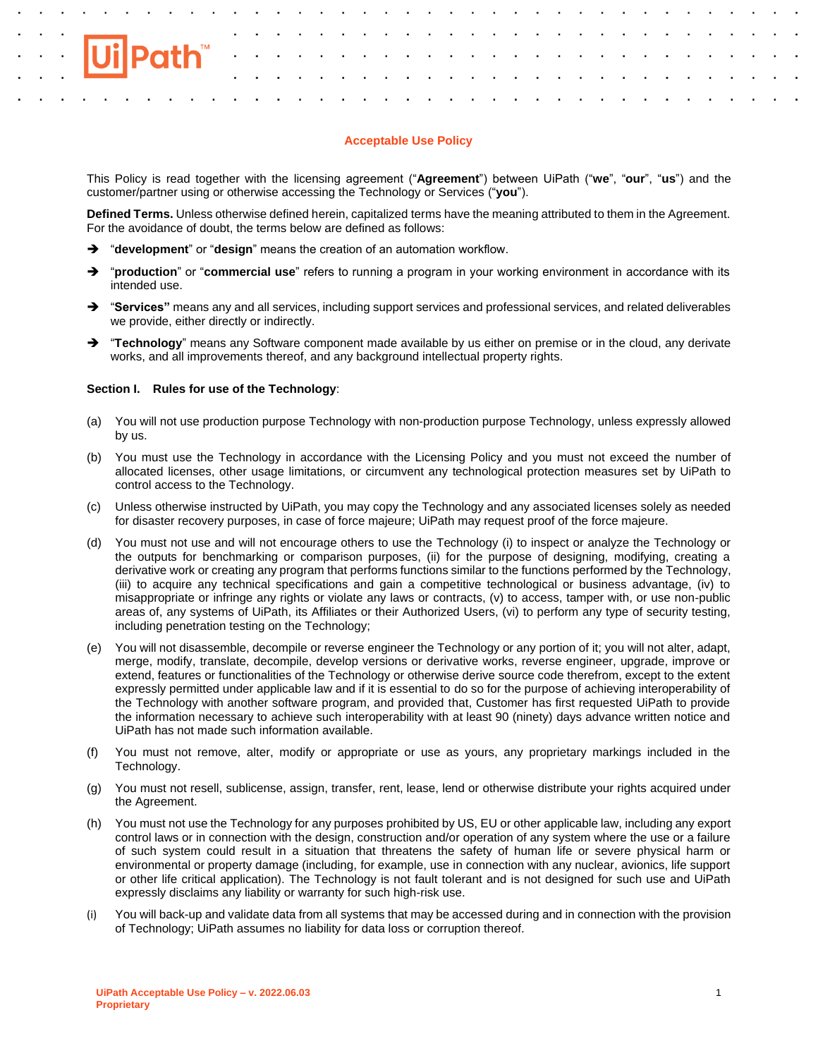# Acceptable Use Policy

This Policy is read together with the licensing agreement ("**Agreement**") between UiPath ("**we**", "**our**", "**us**") and the customer/partner using or otherwise accessing the Technology or Services ("**you**").

**Defined Terms.** Unless otherwise defined herein, capitalized terms have the meaning attributed to them in the Agreement. For the avoidance of doubt, the terms below are defined as follows:

- "**development**" or "**design**" means the creation of an automation workflow.
- "**production**" or "**commercial use**" refers to running a program in your working environment in accordance with its intended use.
- "**Services"** means any and all services, including support services and professional services, and related deliverables we provide, either directly or indirectly.
- "**Technology**" means any Software component made available by us either on premise or in the cloud, any derivate works, and all improvements thereof, and any background intellectual property rights.

## Section I. Rules for use of the Technology:

(a) You will not use production purpose Technology with non-production purpose Technology, unless expressly allowed by us.

(b) You must use the Technology in accordance with the Licensing Policy and you must not exceed the number of allocated licenses, other usage limitations, or circumvent any technological protection measures set by UiPath to control access to the Technology.

(c) Unless otherwise instructed by UiPath, you may copy the Technology and any associated licenses solely as needed for disaster recovery purposes, in case of force majeure; UiPath may request proof of the force majeure.

(d) You must not use and will not encourage others to use the Technology (i) to inspect or analyze the Technology or the outputs for benchmarking or comparison purposes, (ii) for the purpose of designing, modifying, creating a derivative work or creating any program that performs functions similar to the functions performed by the Technology, (iii) to acquire any technical specifications and gain a competitive technological or business advantage, (iv) to misappropriate or infringe any rights or violate any laws or contracts, (v) to access, tamper with, or use non-public areas of, any systems of UiPath, its Affiliates or their Authorized Users, (vi) to perform any type of security testing, including penetration testing on the Technology;

(e) You will not disassemble, decompile or reverse engineer the Technology or any portion of it; you will not alter, adapt, merge, modify, translate, decompile, develop versions or derivative works, reverse engineer, upgrade, improve or extend, features or functionalities of the Technology or otherwise derive source code therefrom, except to the extent expressly permitted under applicable law and if it is essential to do so for the purpose of achieving interoperability of the Technology with another software program, and provided that, Customer has first requested UiPath to provide the information necessary to achieve such interoperability with at least 90 (ninety) days advance written notice and UiPath has not made such information available.

(f) You must not remove, alter, modify or appropriate or use as yours, any proprietary markings included in the Technology.

(g) You must not resell, sublicense, assign, transfer, rent, lease, lend or otherwise distribute your rights acquired under the Agreement.

(h) You must not use the Technology for any purposes prohibited by US, EU or other applicable law, including any export control laws or in connection with the design, construction and/or operation of any system where the use or a failure of such system could result in a situation that threatens the safety of human life or severe physical harm or environmental or property damage (including, for example, use in connection with any nuclear, avionics, life support or other life critical application). The Technology is not fault tolerant and is not designed for such use and UiPath expressly disclaims any liability or warranty for such high-risk use.

(i) You will back-up and validate data from all systems that may be accessed during and in connection with the provision of Technology; UiPath assumes no liability for data loss or corruption thereof.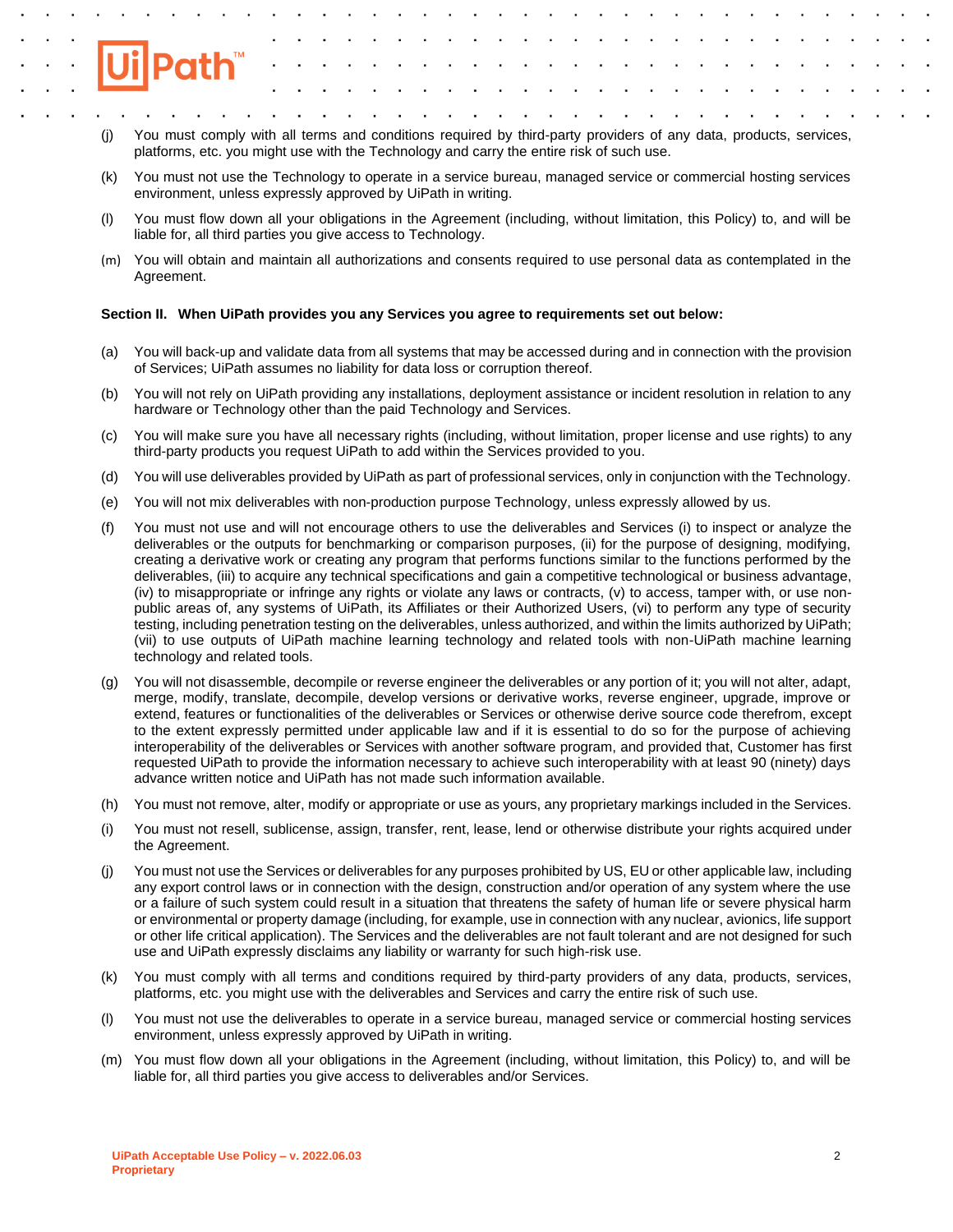(j) You must comply with all terms and conditions required by third-party providers of any data, products, services, platforms, etc. you might use with the Technology and carry the entire risk of such use.

(k) You must not use the Technology to operate in a service bureau, managed service or commercial hosting services environment, unless expressly approved by UiPath in writing.

(l) You must flow down all your obligations in the Agreement (including, without limitation, this Policy) to, and will be liable for, all third parties you give access to Technology.

(m) You will obtain and maintain all authorizations and consents required to use personal data as contemplated in the Agreement.

**Section II. When UiPath provides you any Services you agree to requirements set out below:**

(a) You will back-up and validate data from all systems that may be accessed during and in connection with the provision of Services; UiPath assumes no liability for data loss or corruption thereof.

(b) You will not rely on UiPath providing any installations, deployment assistance or incident resolution in relation to any hardware or Technology other than the paid Technology and Services.

(c) You will make sure you have all necessary rights (including, without limitation, proper license and use rights) to any third-party products you request UiPath to add within the Services provided to you.

(d) You will use deliverables provided by UiPath as part of professional services, only in conjunction with the Technology.

(e) You will not mix deliverables with non-production purpose Technology, unless expressly allowed by us.

(f) You must not use and will not encourage others to use the deliverables and Services (i) to inspect or analyze the deliverables or the outputs for benchmarking or comparison purposes, (ii) for the purpose of designing, modifying, creating a derivative work or creating any program that performs functions similar to the functions performed by the deliverables, (iii) to acquire any technical specifications and gain a competitive technological or business advantage, (iv) to misappropriate or infringe any rights or violate any laws or contracts, (v) to access, tamper with, or use non-public areas of, any systems of UiPath, its Affiliates or their Authorized Users, (vi) to perform any type of security testing, including penetration testing on the deliverables, unless authorized, and within the limits authorized by UiPath; (vii) to use outputs of UiPath machine learning technology and related tools with non-UiPath machine learning technology and related tools.

(g) You will not disassemble, decompile or reverse engineer the deliverables or any portion of it; you will not alter, adapt, merge, modify, translate, decompile, develop versions or derivative works, reverse engineer, upgrade, improve or extend, features or functionalities of the deliverables or Services or otherwise derive source code therefrom, except to the extent expressly permitted under applicable law and if it is essential to do so for the purpose of achieving interoperability of the deliverables or Services with another software program, and provided that, Customer has first requested UiPath to provide the information necessary to achieve such interoperability with at least 90 (ninety) days advance written notice and UiPath has not made such information available.

(h) You must not remove, alter, modify or appropriate or use as yours, any proprietary markings included in the Services.

(i) You must not resell, sublicense, assign, transfer, rent, lease, lend or otherwise distribute your rights acquired under the Agreement.

(j) You must not use the Services or deliverables for any purposes prohibited by US, EU or other applicable law, including any export control laws or in connection with the design, construction and/or operation of any system where the use or a failure of such system could result in a situation that threatens the safety of human life or severe physical harm or environmental or property damage (including, for example, use in connection with any nuclear, avionics, life support or other life critical application). The Services and the deliverables are not fault tolerant and are not designed for such use and UiPath expressly disclaims any liability or warranty for such high-risk use.

(k) You must comply with all terms and conditions required by third-party providers of any data, products, services, platforms, etc. you might use with the deliverables and Services and carry the entire risk of such use.

(l) You must not use the deliverables to operate in a service bureau, managed service or commercial hosting services environment, unless expressly approved by UiPath in writing.

(m) You must flow down all your obligations in the Agreement (including, without limitation, this Policy) to, and will be liable for, all third parties you give access to deliverables and/or Services.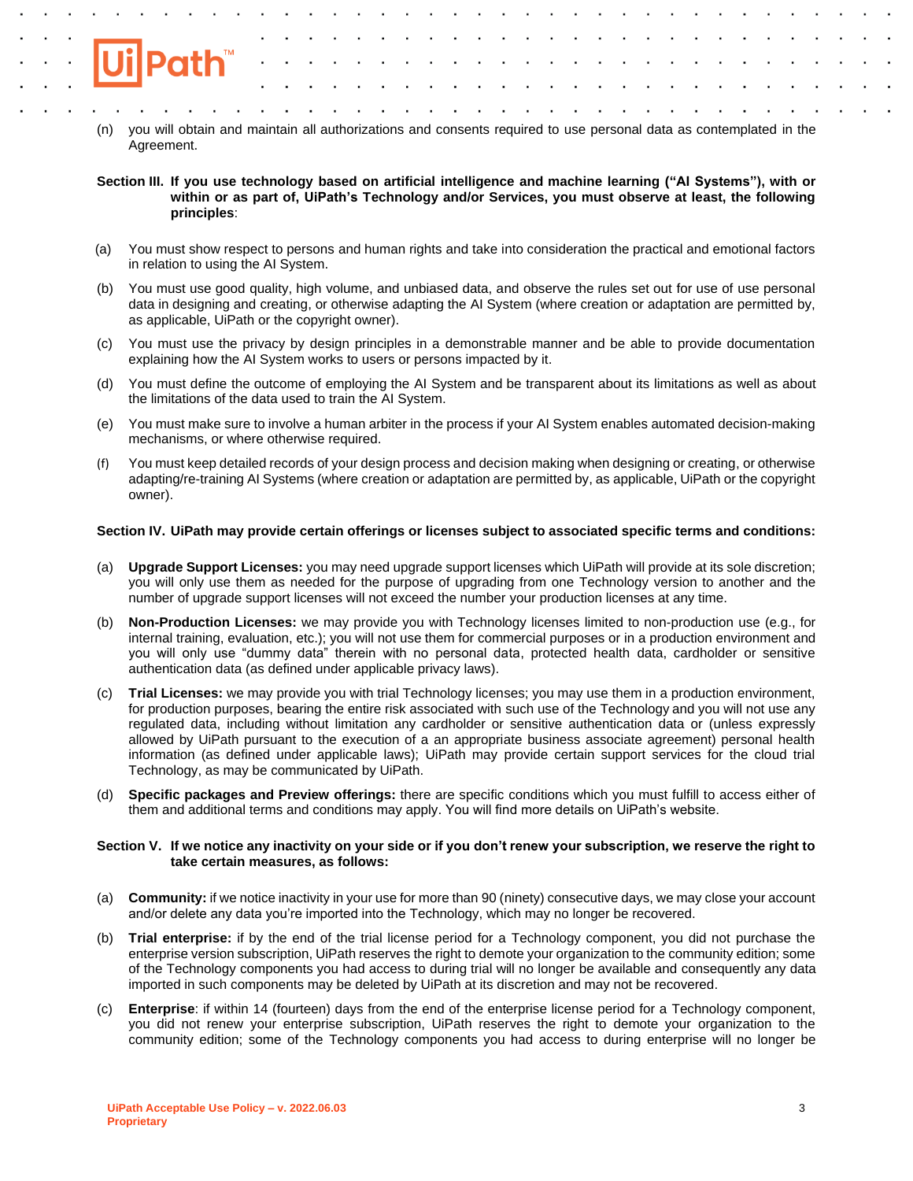(n) you will obtain and maintain all authorizations and consents required to use personal data as contemplated in the Agreement.

**Section III. If you use technology based on artificial intelligence and machine learning ("AI Systems"), with or within or as part of, UiPath's Technology and/or Services, you must observe at least, the following principles**:

(a) You must show respect to persons and human rights and take into consideration the practical and emotional factors in relation to using the AI System.

(b) You must use good quality, high volume, and unbiased data, and observe the rules set out for use of use personal data in designing and creating, or otherwise adapting the AI System (where creation or adaptation are permitted by, as applicable, UiPath or the copyright owner).

(c) You must use the privacy by design principles in a demonstrable manner and be able to provide documentation explaining how the AI System works to users or persons impacted by it.

(d) You must define the outcome of employing the AI System and be transparent about its limitations as well as about the limitations of the data used to train the AI System.

(e) You must make sure to involve a human arbiter in the process if your AI System enables automated decision-making mechanisms, or where otherwise required.

(f) You must keep detailed records of your design process and decision making when designing or creating, or otherwise adapting/re-training AI Systems (where creation or adaptation are permitted by, as applicable, UiPath or the copyright owner).

**Section IV. UiPath may provide certain offerings or licenses subject to associated specific terms and conditions:**

(a) **Upgrade Support Licenses:** you may need upgrade support licenses which UiPath will provide at its sole discretion; you will only use them as needed for the purpose of upgrading from one Technology version to another and the number of upgrade support licenses will not exceed the number your production licenses at any time.

(b) **Non-Production Licenses:** we may provide you with Technology licenses limited to non-production use (e.g., for internal training, evaluation, etc.); you will not use them for commercial purposes or in a production environment and you will only use "dummy data" therein with no personal data, protected health data, cardholder or sensitive authentication data (as defined under applicable privacy laws).

(c) **Trial Licenses:** we may provide you with trial Technology licenses; you may use them in a production environment, for production purposes, bearing the entire risk associated with such use of the Technology and you will not use any regulated data, including without limitation any cardholder or sensitive authentication data or (unless expressly allowed by UiPath pursuant to the execution of a an appropriate business associate agreement) personal health information (as defined under applicable laws); UiPath may provide certain support services for the cloud trial Technology, as may be communicated by UiPath.

(d) **Specific packages and Preview offerings:** there are specific conditions which you must fulfill to access either of them and additional terms and conditions may apply. You will find more details on UiPath's website.

**Section V. If we notice any inactivity on your side or if you don't renew your subscription, we reserve the right to take certain measures, as follows:**

(a) **Community:** if we notice inactivity in your use for more than 90 (ninety) consecutive days, we may close your account and/or delete any data you're imported into the Technology, which may no longer be recovered.

(b) **Trial enterprise:** if by the end of the trial license period for a Technology component, you did not purchase the enterprise version subscription, UiPath reserves the right to demote your organization to the community edition; some of the Technology components you had access to during trial will no longer be available and consequently any data imported in such components may be deleted by UiPath at its discretion and may not be recovered.

(c) **Enterprise**: if within 14 (fourteen) days from the end of the enterprise license period for a Technology component, you did not renew your enterprise subscription, UiPath reserves the right to demote your organization to the community edition; some of the Technology components you had access to during enterprise will no longer be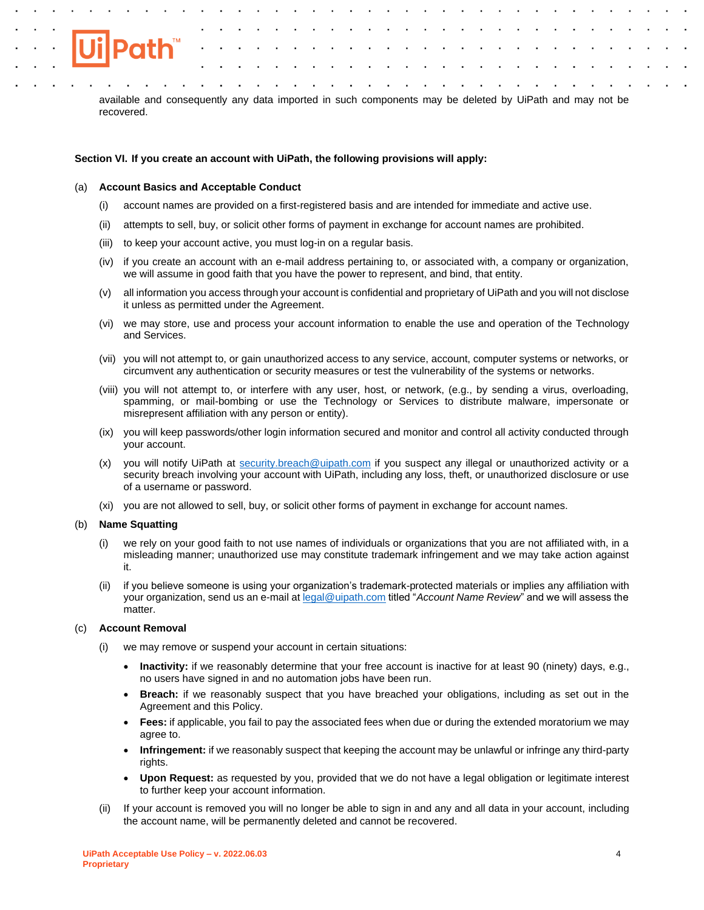available and consequently any data imported in such components may be deleted by UiPath and may not be recovered.

**Section VI. If you create an account with UiPath, the following provisions will apply:**

(a) **Account Basics and Acceptable Conduct**

(i) account names are provided on a first-registered basis and are intended for immediate and active use.

(ii) attempts to sell, buy, or solicit other forms of payment in exchange for account names are prohibited.

(iii) to keep your account active, you must log-in on a regular basis.

(iv) if you create an account with an e-mail address pertaining to, or associated with, a company or organization, we will assume in good faith that you have the power to represent, and bind, that entity.

(v) all information you access through your account is confidential and proprietary of UiPath and you will not disclose it unless as permitted under the Agreement.

(vi) we may store, use and process your account information to enable the use and operation of the Technology and Services.

(vii) you will not attempt to, or gain unauthorized access to any service, account, computer systems or networks, or circumvent any authentication or security measures or test the vulnerability of the systems or networks.

(viii) you will not attempt to, or interfere with any user, host, or network, (e.g., by sending a virus, overloading, spamming, or mail-bombing or use the Technology or Services to distribute malware, impersonate or misrepresent affiliation with any person or entity).

(ix) you will keep passwords/other login information secured and monitor and control all activity conducted through your account.

(x) you will notify UiPath at security.breach@uipath.com if you suspect any illegal or unauthorized activity or a security breach involving your account with UiPath, including any loss, theft, or unauthorized disclosure or use of a username or password.

(xi) you are not allowed to sell, buy, or solicit other forms of payment in exchange for account names.

(b) **Name Squatting**

(i) we rely on your good faith to not use names of individuals or organizations that you are not affiliated with, in a misleading manner; unauthorized use may constitute trademark infringement and we may take action against it.

(ii) if you believe someone is using your organization's trademark-protected materials or implies any affiliation with your organization, send us an e-mail at legal@uipath.com titled "*Account Name Review*" and we will assess the matter.

(c) **Account Removal**

(i) we may remove or suspend your account in certain situations:

- **Inactivity:** if we reasonably determine that your free account is inactive for at least 90 (ninety) days, e.g., no users have signed in and no automation jobs have been run.
- **Breach:** if we reasonably suspect that you have breached your obligations, including as set out in the Agreement and this Policy.
- **Fees:** if applicable, you fail to pay the associated fees when due or during the extended moratorium we may agree to.
- **Infringement:** if we reasonably suspect that keeping the account may be unlawful or infringe any third-party rights.
- **Upon Request:** as requested by you, provided that we do not have a legal obligation or legitimate interest to further keep your account information.

(ii) If your account is removed you will no longer be able to sign in and any and all data in your account, including the account name, will be permanently deleted and cannot be recovered.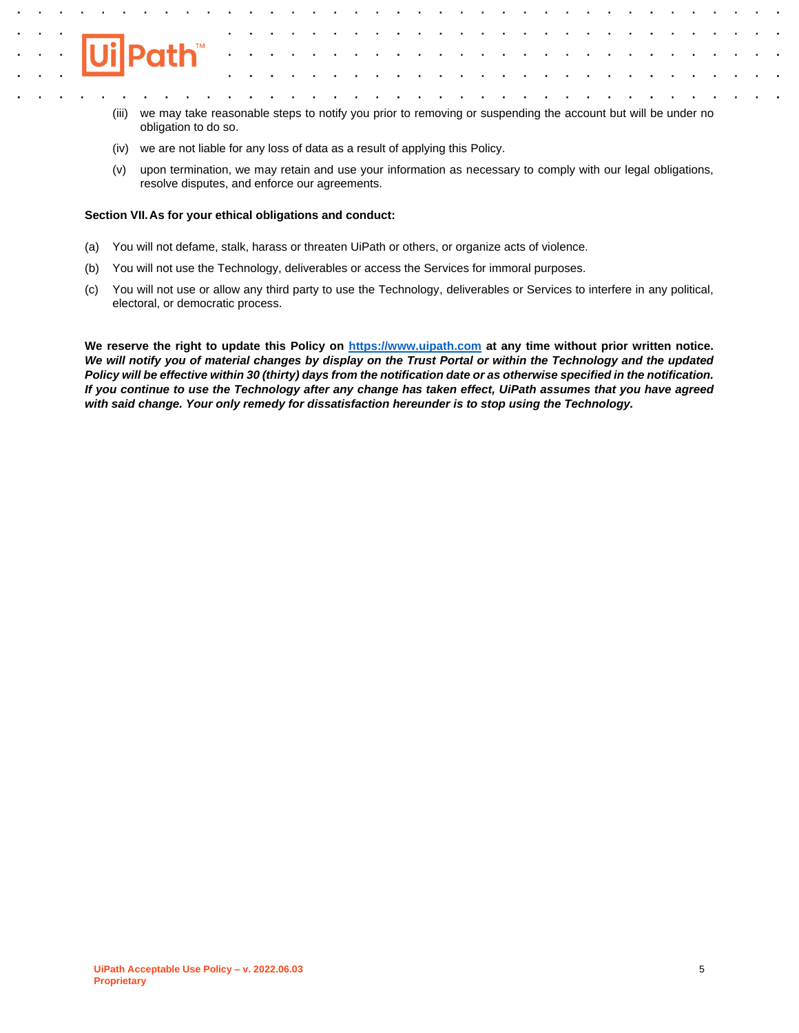(iii) we may take reasonable steps to notify you prior to removing or suspending the account but will be under no obligation to do so.

(iv) we are not liable for any loss of data as a result of applying this Policy.

(v) upon termination, we may retain and use your information as necessary to comply with our legal obligations, resolve disputes, and enforce our agreements.

**Section VII. As for your ethical obligations and conduct:**

(a) You will not defame, stalk, harass or threaten UiPath or others, or organize acts of violence.

(b) You will not use the Technology, deliverables or access the Services for immoral purposes.

(c) You will not use or allow any third party to use the Technology, deliverables or Services to interfere in any political, electoral, or democratic process.

**We reserve the right to update this Policy on [https://www.uipath.com](https://www.uipath.com) at any time without prior written notice.** ***We will notify you of material changes by display on the Trust Portal or within the Technology and the updated Policy will be effective within 30 (thirty) days from the notification date or as otherwise specified in the notification. If you continue to use the Technology after any change has taken effect, UiPath assumes that you have agreed with said change. Your only remedy for dissatisfaction hereunder is to stop using the Technology.***